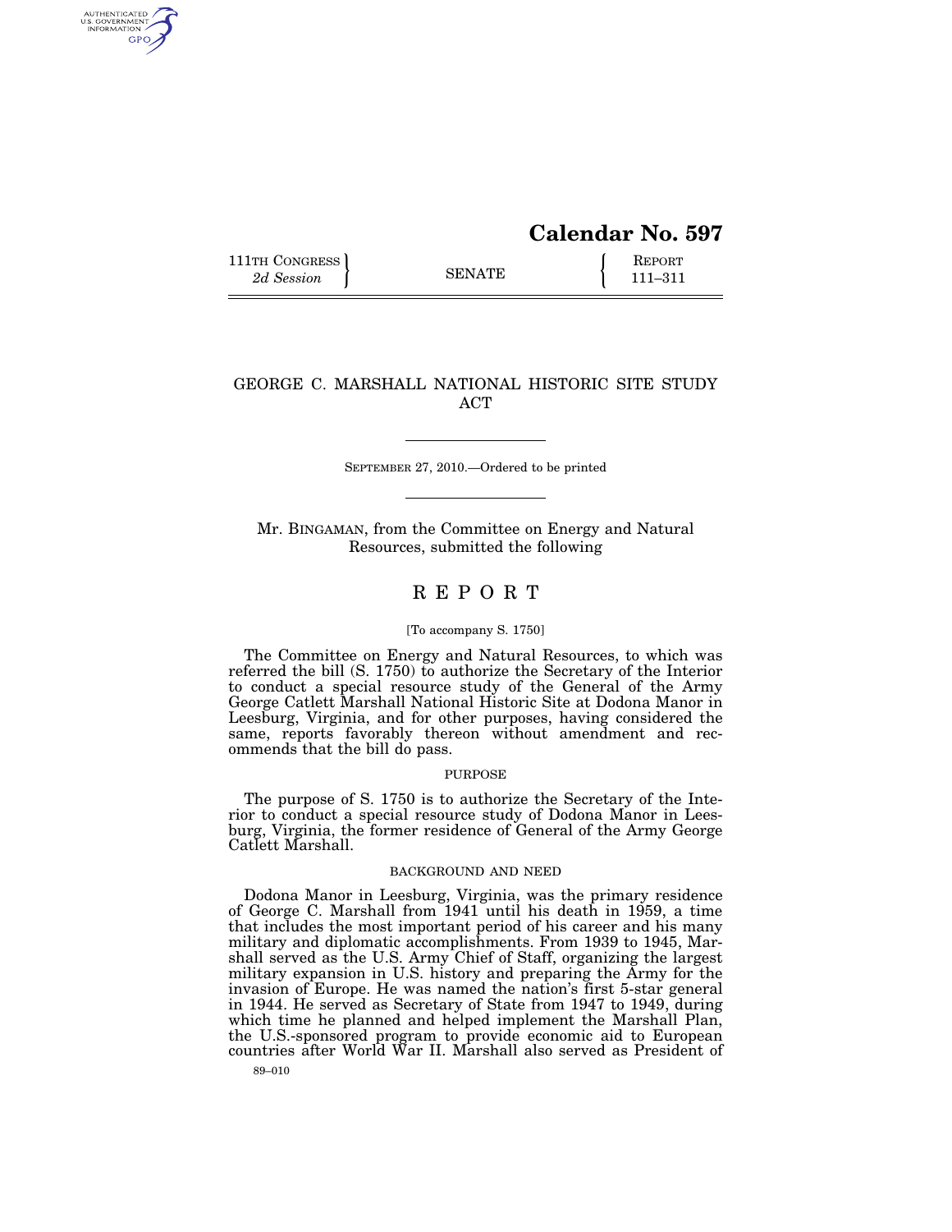**Calendar No. 597**

111TH CONGRESS
*2d Session*

SENATE

REPORT
111–311

# GEORGE C. MARSHALL NATIONAL HISTORIC SITE STUDY ACT

SEPTEMBER 27, 2010.—Ordered to be printed

Mr. BINGAMAN, from the Committee on Energy and Natural Resources, submitted the following

## R E P O R T

[To accompany S. 1750]

The Committee on Energy and Natural Resources, to which was referred the bill (S. 1750) to authorize the Secretary of the Interior to conduct a special resource study of the General of the Army George Catlett Marshall National Historic Site at Dodona Manor in Leesburg, Virginia, and for other purposes, having considered the same, reports favorably thereon without amendment and recommends that the bill do pass.

### PURPOSE

The purpose of S. 1750 is to authorize the Secretary of the Interior to conduct a special resource study of Dodona Manor in Leesburg, Virginia, the former residence of General of the Army George Catlett Marshall.

### BACKGROUND AND NEED

Dodona Manor in Leesburg, Virginia, was the primary residence of George C. Marshall from 1941 until his death in 1959, a time that includes the most important period of his career and his many military and diplomatic accomplishments. From 1939 to 1945, Marshall served as the U.S. Army Chief of Staff, organizing the largest military expansion in U.S. history and preparing the Army for the invasion of Europe. He was named the nation's first 5-star general in 1944. He served as Secretary of State from 1947 to 1949, during which time he planned and helped implement the Marshall Plan, the U.S.-sponsored program to provide economic aid to European countries after World War II. Marshall also served as President of

89–010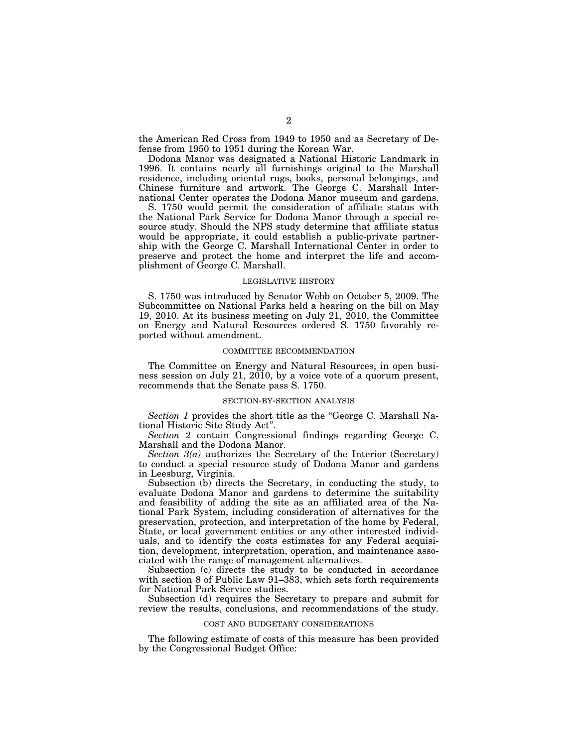the American Red Cross from 1949 to 1950 and as Secretary of Defense from 1950 to 1951 during the Korean War.

Dodona Manor was designated a National Historic Landmark in 1996. It contains nearly all furnishings original to the Marshall residence, including oriental rugs, books, personal belongings, and Chinese furniture and artwork. The George C. Marshall International Center operates the Dodona Manor museum and gardens.

S. 1750 would permit the consideration of affiliate status with the National Park Service for Dodona Manor through a special resource study. Should the NPS study determine that affiliate status would be appropriate, it could establish a public-private partnership with the George C. Marshall International Center in order to preserve and protect the home and interpret the life and accomplishment of George C. Marshall.

## LEGISLATIVE HISTORY

S. 1750 was introduced by Senator Webb on October 5, 2009. The Subcommittee on National Parks held a hearing on the bill on May 19, 2010. At its business meeting on July 21, 2010, the Committee on Energy and Natural Resources ordered S. 1750 favorably reported without amendment.

## COMMITTEE RECOMMENDATION

The Committee on Energy and Natural Resources, in open business session on July 21, 2010, by a voice vote of a quorum present, recommends that the Senate pass S. 1750.

## SECTION-BY-SECTION ANALYSIS

*Section 1* provides the short title as the "George C. Marshall National Historic Site Study Act".

*Section 2* contain Congressional findings regarding George C. Marshall and the Dodona Manor.

*Section 3(a)* authorizes the Secretary of the Interior (Secretary) to conduct a special resource study of Dodona Manor and gardens in Leesburg, Virginia.

Subsection (b) directs the Secretary, in conducting the study, to evaluate Dodona Manor and gardens to determine the suitability and feasibility of adding the site as an affiliated area of the National Park System, including consideration of alternatives for the preservation, protection, and interpretation of the home by Federal, State, or local government entities or any other interested individuals, and to identify the costs estimates for any Federal acquisition, development, interpretation, operation, and maintenance associated with the range of management alternatives.

Subsection (c) directs the study to be conducted in accordance with section 8 of Public Law 91–383, which sets forth requirements for National Park Service studies.

Subsection (d) requires the Secretary to prepare and submit for review the results, conclusions, and recommendations of the study.

## COST AND BUDGETARY CONSIDERATIONS

The following estimate of costs of this measure has been provided by the Congressional Budget Office: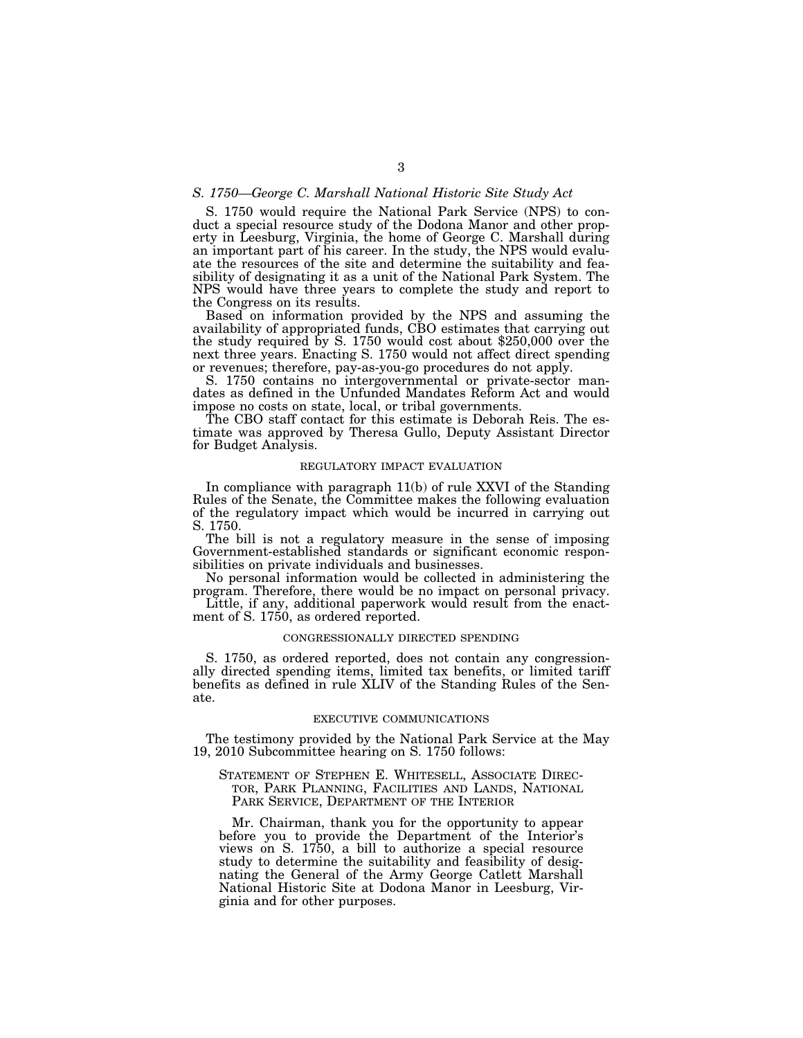*S. 1750—George C. Marshall National Historic Site Study Act*

S. 1750 would require the National Park Service (NPS) to conduct a special resource study of the Dodona Manor and other property in Leesburg, Virginia, the home of George C. Marshall during an important part of his career. In the study, the NPS would evaluate the resources of the site and determine the suitability and feasibility of designating it as a unit of the National Park System. The NPS would have three years to complete the study and report to the Congress on its results.

Based on information provided by the NPS and assuming the availability of appropriated funds, CBO estimates that carrying out the study required by S. 1750 would cost about $250,000 over the next three years. Enacting S. 1750 would not affect direct spending or revenues; therefore, pay-as-you-go procedures do not apply.

S. 1750 contains no intergovernmental or private-sector mandates as defined in the Unfunded Mandates Reform Act and would impose no costs on state, local, or tribal governments.

The CBO staff contact for this estimate is Deborah Reis. The estimate was approved by Theresa Gullo, Deputy Assistant Director for Budget Analysis.

## REGULATORY IMPACT EVALUATION

In compliance with paragraph 11(b) of rule XXVI of the Standing Rules of the Senate, the Committee makes the following evaluation of the regulatory impact which would be incurred in carrying out S. 1750.

The bill is not a regulatory measure in the sense of imposing Government-established standards or significant economic responsibilities on private individuals and businesses.

No personal information would be collected in administering the program. Therefore, there would be no impact on personal privacy.

Little, if any, additional paperwork would result from the enactment of S. 1750, as ordered reported.

## CONGRESSIONALLY DIRECTED SPENDING

S. 1750, as ordered reported, does not contain any congressionally directed spending items, limited tax benefits, or limited tariff benefits as defined in rule XLIV of the Standing Rules of the Senate.

## EXECUTIVE COMMUNICATIONS

The testimony provided by the National Park Service at the May 19, 2010 Subcommittee hearing on S. 1750 follows:

STATEMENT OF STEPHEN E. WHITESELL, ASSOCIATE DIRECTOR, PARK PLANNING, FACILITIES AND LANDS, NATIONAL PARK SERVICE, DEPARTMENT OF THE INTERIOR

Mr. Chairman, thank you for the opportunity to appear before you to provide the Department of the Interior's views on S. 1750, a bill to authorize a special resource study to determine the suitability and feasibility of designating the General of the Army George Catlett Marshall National Historic Site at Dodona Manor in Leesburg, Virginia and for other purposes.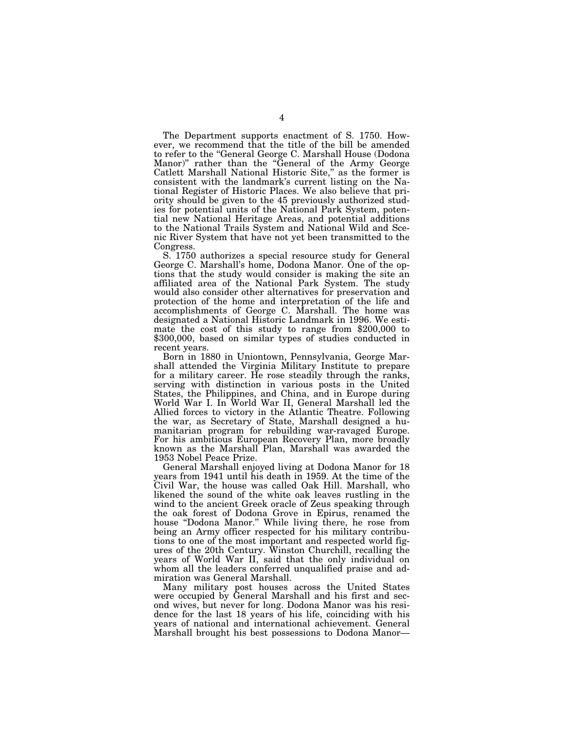The Department supports enactment of S. 1750. However, we recommend that the title of the bill be amended to refer to the "General George C. Marshall House (Dodona Manor)" rather than the "General of the Army George Catlett Marshall National Historic Site," as the former is consistent with the landmark's current listing on the National Register of Historic Places. We also believe that priority should be given to the 45 previously authorized studies for potential units of the National Park System, potential new National Heritage Areas, and potential additions to the National Trails System and National Wild and Scenic River System that have not yet been transmitted to the Congress.

S. 1750 authorizes a special resource study for General George C. Marshall's home, Dodona Manor. One of the options that the study would consider is making the site an affiliated area of the National Park System. The study would also consider other alternatives for preservation and protection of the home and interpretation of the life and accomplishments of George C. Marshall. The home was designated a National Historic Landmark in 1996. We estimate the cost of this study to range from $200,000 to $300,000, based on similar types of studies conducted in recent years.

Born in 1880 in Uniontown, Pennsylvania, George Marshall attended the Virginia Military Institute to prepare for a military career. He rose steadily through the ranks, serving with distinction in various posts in the United States, the Philippines, and China, and in Europe during World War I. In World War II, General Marshall led the Allied forces to victory in the Atlantic Theatre. Following the war, as Secretary of State, Marshall designed a humanitarian program for rebuilding war-ravaged Europe. For his ambitious European Recovery Plan, more broadly known as the Marshall Plan, Marshall was awarded the 1953 Nobel Peace Prize.

General Marshall enjoyed living at Dodona Manor for 18 years from 1941 until his death in 1959. At the time of the Civil War, the house was called Oak Hill. Marshall, who likened the sound of the white oak leaves rustling in the wind to the ancient Greek oracle of Zeus speaking through the oak forest of Dodona Grove in Epirus, renamed the house "Dodona Manor." While living there, he rose from being an Army officer respected for his military contributions to one of the most important and respected world figures of the 20th Century. Winston Churchill, recalling the years of World War II, said that the only individual on whom all the leaders conferred unqualified praise and admiration was General Marshall.

Many military post houses across the United States were occupied by General Marshall and his first and second wives, but never for long. Dodona Manor was his residence for the last 18 years of his life, coinciding with his years of national and international achievement. General Marshall brought his best possessions to Dodona Manor—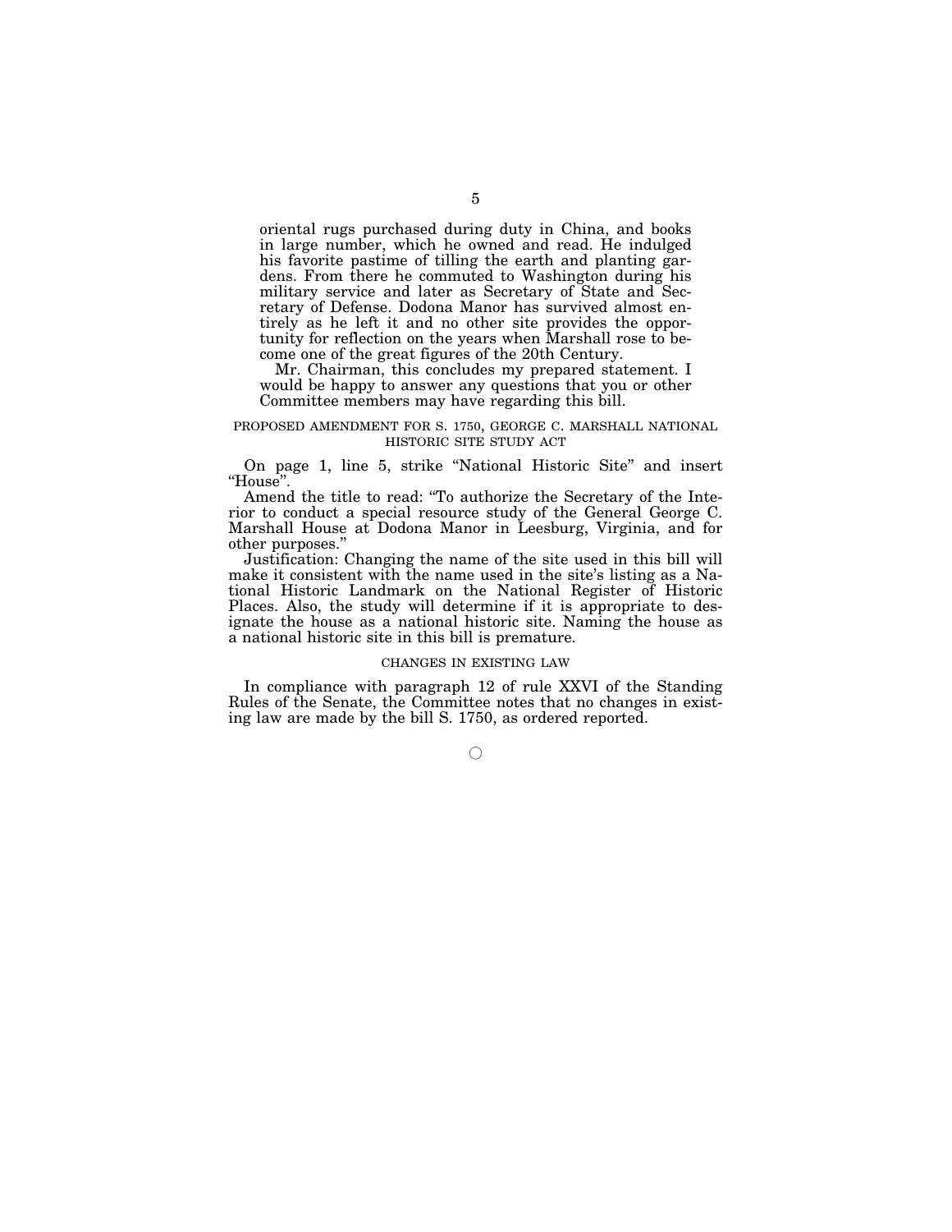oriental rugs purchased during duty in China, and books in large number, which he owned and read. He indulged his favorite pastime of tilling the earth and planting gardens. From there he commuted to Washington during his military service and later as Secretary of State and Secretary of Defense. Dodona Manor has survived almost entirely as he left it and no other site provides the opportunity for reflection on the years when Marshall rose to become one of the great figures of the 20th Century.

Mr. Chairman, this concludes my prepared statement. I would be happy to answer any questions that you or other Committee members may have regarding this bill.

### PROPOSED AMENDMENT FOR S. 1750, GEORGE C. MARSHALL NATIONAL HISTORIC SITE STUDY ACT

On page 1, line 5, strike "National Historic Site" and insert "House".

Amend the title to read: "To authorize the Secretary of the Interior to conduct a special resource study of the General George C. Marshall House at Dodona Manor in Leesburg, Virginia, and for other purposes."

Justification: Changing the name of the site used in this bill will make it consistent with the name used in the site's listing as a National Historic Landmark on the National Register of Historic Places. Also, the study will determine if it is appropriate to designate the house as a national historic site. Naming the house as a national historic site in this bill is premature.

### CHANGES IN EXISTING LAW

In compliance with paragraph 12 of rule XXVI of the Standing Rules of the Senate, the Committee notes that no changes in existing law are made by the bill S. 1750, as ordered reported.

○